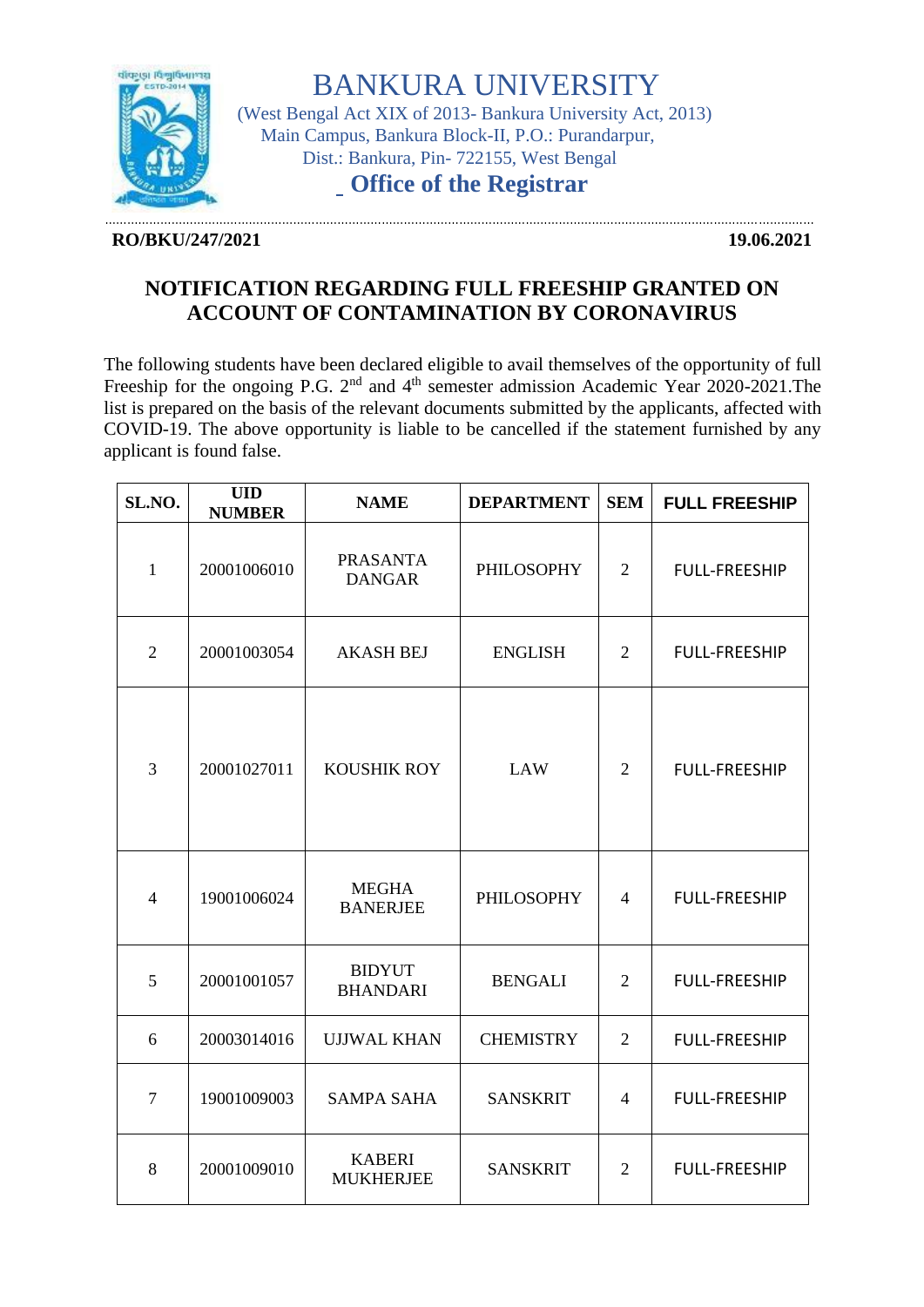# BANKURA UNIVERSITY

(West Bengal Act XIX of 2013- Bankura University Act, 2013)
Main Campus, Bankura Block-II, P.O.: Purandarpur,
Dist.: Bankura, Pin- 722155, West Bengal

## Office of the Registrar

**RO/BKU/247/2021** **19.06.2021**

## NOTIFICATION REGARDING FULL FREESHIP GRANTED ON ACCOUNT OF CONTAMINATION BY CORONAVIRUS

The following students have been declared eligible to avail themselves of the opportunity of full Freeship for the ongoing P.G. 2nd and 4th semester admission Academic Year 2020-2021.The list is prepared on the basis of the relevant documents submitted by the applicants, affected with COVID-19. The above opportunity is liable to be cancelled if the statement furnished by any applicant is found false.

| SL.NO. | UID NUMBER | NAME | DEPARTMENT | SEM | FULL FREESHIP |
|---|---|---|---|---|---|
| 1 | 20001006010 | PRASANTA DANGAR | PHILOSOPHY | 2 | FULL-FREESHIP |
| 2 | 20001003054 | AKASH BEJ | ENGLISH | 2 | FULL-FREESHIP |
| 3 | 20001027011 | KOUSHIK ROY | LAW | 2 | FULL-FREESHIP |
| 4 | 19001006024 | MEGHA BANERJEE | PHILOSOPHY | 4 | FULL-FREESHIP |
| 5 | 20001001057 | BIDYUT BHANDARI | BENGALI | 2 | FULL-FREESHIP |
| 6 | 20003014016 | UJJWAL KHAN | CHEMISTRY | 2 | FULL-FREESHIP |
| 7 | 19001009003 | SAMPA SAHA | SANSKRIT | 4 | FULL-FREESHIP |
| 8 | 20001009010 | KABERI MUKHERJEE | SANSKRIT | 2 | FULL-FREESHIP |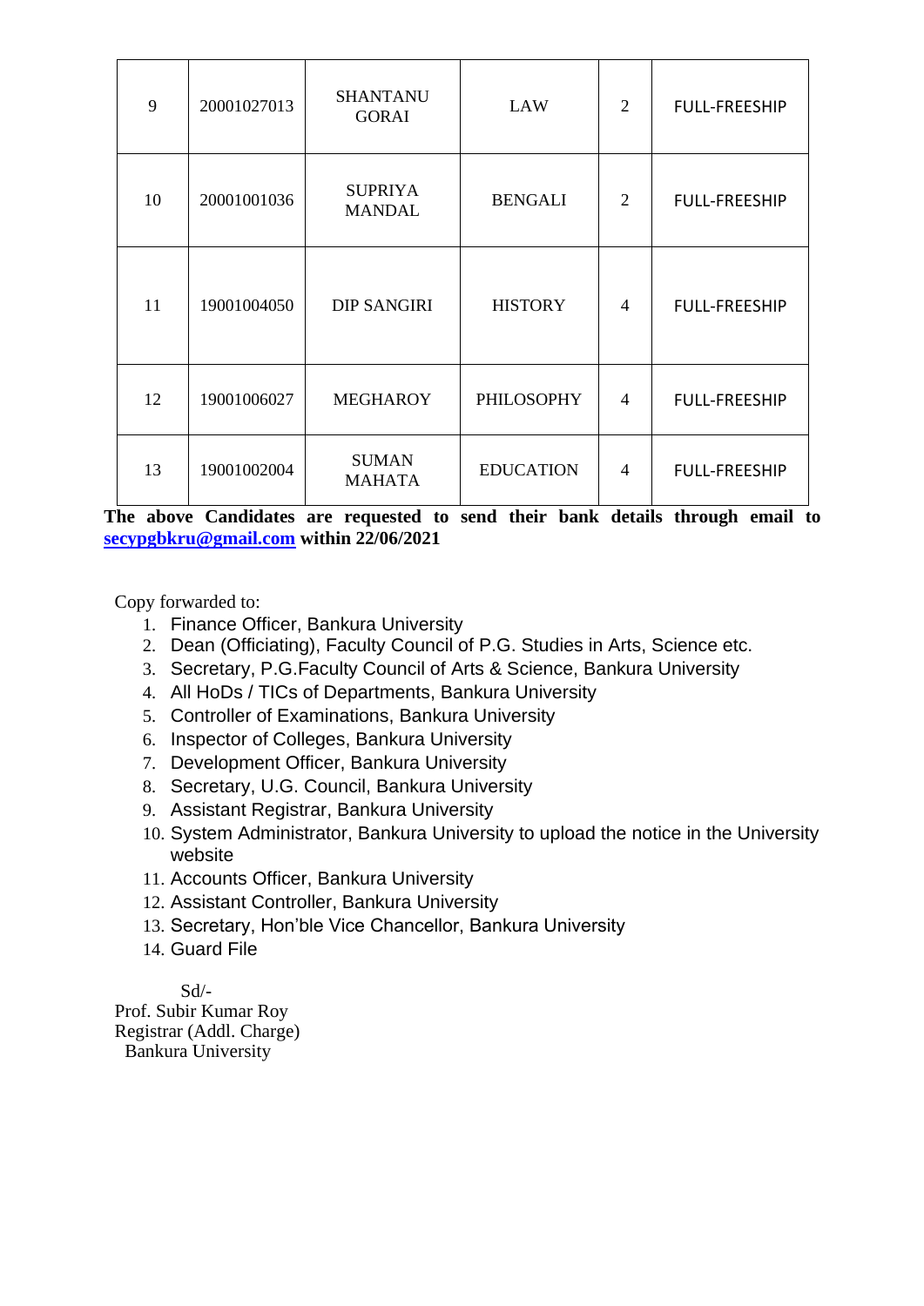| | | | | | |
|---|---|---|---|---|---|
| 9 | 20001027013 | SHANTANU GORAI | LAW | 2 | FULL-FREESHIP |
| 10 | 20001001036 | SUPRIYA MANDAL | BENGALI | 2 | FULL-FREESHIP |
| 11 | 19001004050 | DIP SANGIRI | HISTORY | 4 | FULL-FREESHIP |
| 12 | 19001006027 | MEGHAROY | PHILOSOPHY | 4 | FULL-FREESHIP |
| 13 | 19001002004 | SUMAN MAHATA | EDUCATION | 4 | FULL-FREESHIP |

**The above Candidates are requested to send their bank details through email to secypgbkru@gmail.com within 22/06/2021**

Copy forwarded to:

1. Finance Officer, Bankura University
2. Dean (Officiating), Faculty Council of P.G. Studies in Arts, Science etc.
3. Secretary, P.G.Faculty Council of Arts & Science, Bankura University
4. All HoDs / TICs of Departments, Bankura University
5. Controller of Examinations, Bankura University
6. Inspector of Colleges, Bankura University
7. Development Officer, Bankura University
8. Secretary, U.G. Council, Bankura University
9. Assistant Registrar, Bankura University
10. System Administrator, Bankura University to upload the notice in the University website
11. Accounts Officer, Bankura University
12. Assistant Controller, Bankura University
13. Secretary, Hon'ble Vice Chancellor, Bankura University
14. Guard File

Sd/-
Prof. Subir Kumar Roy
Registrar (Addl. Charge)
Bankura University